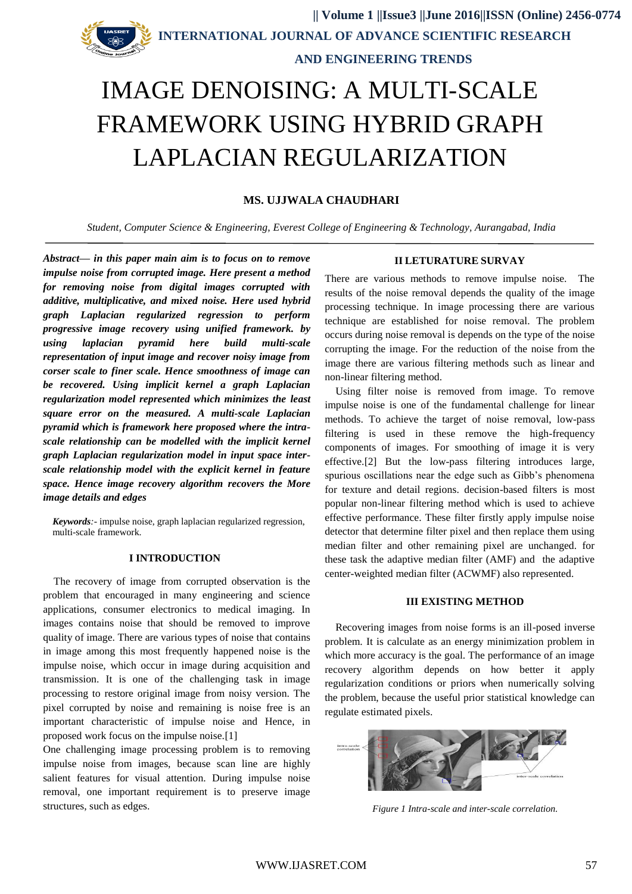# IMAGE DENOISING: A MULTI-SCALE FRAMEWORK USING HYBRID GRAPH LAPLACIAN REGULARIZATION

**MS. UJJWALA CHAUDHARI**

*Student, Computer Science & Engineering, Everest College of Engineering & Technology, Aurangabad, India*

***Abstract— in this paper main aim is to focus on to remove impulse noise from corrupted image. Here present a method for removing noise from digital images corrupted with additive, multiplicative, and mixed noise. Here used hybrid graph Laplacian regularized regression to perform progressive image recovery using unified framework. by using laplacian pyramid here build multi-scale representation of input image and recover noisy image from corser scale to finer scale. Hence smoothness of image can be recovered. Using implicit kernel a graph Laplacian regularization model represented which minimizes the least square error on the measured. A multi-scale Laplacian pyramid which is framework here proposed where the intra-scale relationship can be modelled with the implicit kernel graph Laplacian regularization model in input space inter-scale relationship model with the explicit kernel in feature space. Hence image recovery algorithm recovers the More image details and edges***

***Keywords**:-* impulse noise, graph laplacian regularized regression, multi-scale framework.

## I INTRODUCTION

The recovery of image from corrupted observation is the problem that encouraged in many engineering and science applications, consumer electronics to medical imaging. In images contains noise that should be removed to improve quality of image. There are various types of noise that contains in image among this most frequently happened noise is the impulse noise, which occur in image during acquisition and transmission. It is one of the challenging task in image processing to restore original image from noisy version. The pixel corrupted by noise and remaining is noise free is an important characteristic of impulse noise and Hence, in proposed work focus on the impulse noise.[1]

One challenging image processing problem is to removing impulse noise from images, because scan line are highly salient features for visual attention. During impulse noise removal, one important requirement is to preserve image structures, such as edges.

## II LETURATURE SURVAY

There are various methods to remove impulse noise. The results of the noise removal depends the quality of the image processing technique. In image processing there are various technique are established for noise removal. The problem occurs during noise removal is depends on the type of the noise corrupting the image. For the reduction of the noise from the image there are various filtering methods such as linear and non-linear filtering method.

Using filter noise is removed from image. To remove impulse noise is one of the fundamental challenge for linear methods. To achieve the target of noise removal, low-pass filtering is used in these remove the high-frequency components of images. For smoothing of image it is very effective.[2] But the low-pass filtering introduces large, spurious oscillations near the edge such as Gibb's phenomena for texture and detail regions. decision-based filters is most popular non-linear filtering method which is used to achieve effective performance. These filter firstly apply impulse noise detector that determine filter pixel and then replace them using median filter and other remaining pixel are unchanged. for these task the adaptive median filter (AMF) and the adaptive center-weighted median filter (ACWMF) also represented.

## III EXISTING METHOD

Recovering images from noise forms is an ill-posed inverse problem. It is calculate as an energy minimization problem in which more accuracy is the goal. The performance of an image recovery algorithm depends on how better it apply regularization conditions or priors when numerically solving the problem, because the useful prior statistical knowledge can regulate estimated pixels.

*Figure 1 Intra-scale and inter-scale correlation.*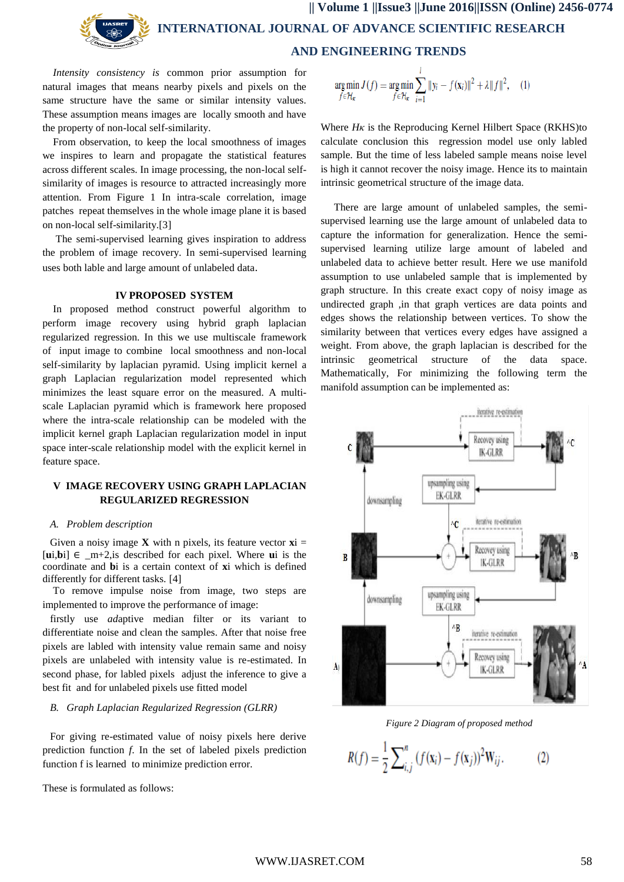*Intensity consistency is* common prior assumption for natural images that means nearby pixels and pixels on the same structure have the same or similar intensity values. These assumption means images are locally smooth and have the property of non-local self-similarity.

From observation, to keep the local smoothness of images we inspires to learn and propagate the statistical features across different scales. In image processing, the non-local self-similarity of images is resource to attracted increasingly more attention. From Figure 1 In intra-scale correlation, image patches repeat themselves in the whole image plane it is based on non-local self-similarity.[3]

The semi-supervised learning gives inspiration to address the problem of image recovery. In semi-supervised learning uses both lable and large amount of unlabeled data.

## IV PROPOSED SYSTEM

In proposed method construct powerful algorithm to perform image recovery using hybrid graph laplacian regularized regression. In this we use multiscale framework of input image to combine local smoothness and non-local self-similarity by laplacian pyramid. Using implicit kernel a graph Laplacian regularization model represented which minimizes the least square error on the measured. A multi-scale Laplacian pyramid which is framework here proposed where the intra-scale relationship can be modeled with the implicit kernel graph Laplacian regularization model in input space inter-scale relationship model with the explicit kernel in feature space.

## V IMAGE RECOVERY USING GRAPH LAPLACIAN REGULARIZED REGRESSION

### A. Problem description

Given a noisy image **X** with n pixels, its feature vector **x**i = [**u**i,**b**i] ∈ _m+2,is described for each pixel. Where **u**i is the coordinate and **b**i is a certain context of **x**i which is defined differently for different tasks. [4]

To remove impulse noise from image, two steps are implemented to improve the performance of image:

firstly use *ad*aptive median filter or its variant to differentiate noise and clean the samples. After that noise free pixels are labled with intensity value remain same and noisy pixels are unlabeled with intensity value is re-estimated. In second phase, for labled pixels adjust the inference to give a best fit and for unlabeled pixels use fitted model

### B. Graph Laplacian Regularized Regression (GLRR)

For giving re-estimated value of noisy pixels here derive prediction function *f*. In the set of labeled pixels prediction function f is learned to minimize prediction error.

These is formulated as follows:

$$\arg\min_{f\in\mathcal{H}_\kappa} J(f) = \arg\min_{f\in\mathcal{H}_\kappa} \sum_{i=1}^{l} \|y_i - f(\mathbf{x}_i)\|^2 + \lambda\|f\|^2, \quad (1)$$

Where *Hκ* is the Reproducing Kernel Hilbert Space (RKHS)to calculate conclusion this regression model use only labled sample. But the time of less labeled sample means noise level is high it cannot recover the noisy image. Hence its to maintain intrinsic geometrical structure of the image data.

There are large amount of unlabeled samples, the semi-supervised learning use the large amount of unlabeled data to capture the information for generalization. Hence the semi-supervised learning utilize large amount of labeled and unlabeled data to achieve better result. Here we use manifold assumption to use unlabeled sample that is implemented by graph structure. In this create exact copy of noisy image as undirected graph ,in that graph vertices are data points and edges shows the relationship between vertices. To show the similarity between that vertices every edges have assigned a weight. From above, the graph laplacian is described for the intrinsic geometrical structure of the data space. Mathematically, For minimizing the following term the manifold assumption can be implemented as:

*Figure 2 Diagram of proposed method*

$$R(f) = \frac{1}{2}\sum_{i,j}^{n} (f(\mathbf{x}_i) - f(\mathbf{x}_j))^2 \mathbf{W}_{ij}. \quad (2)$$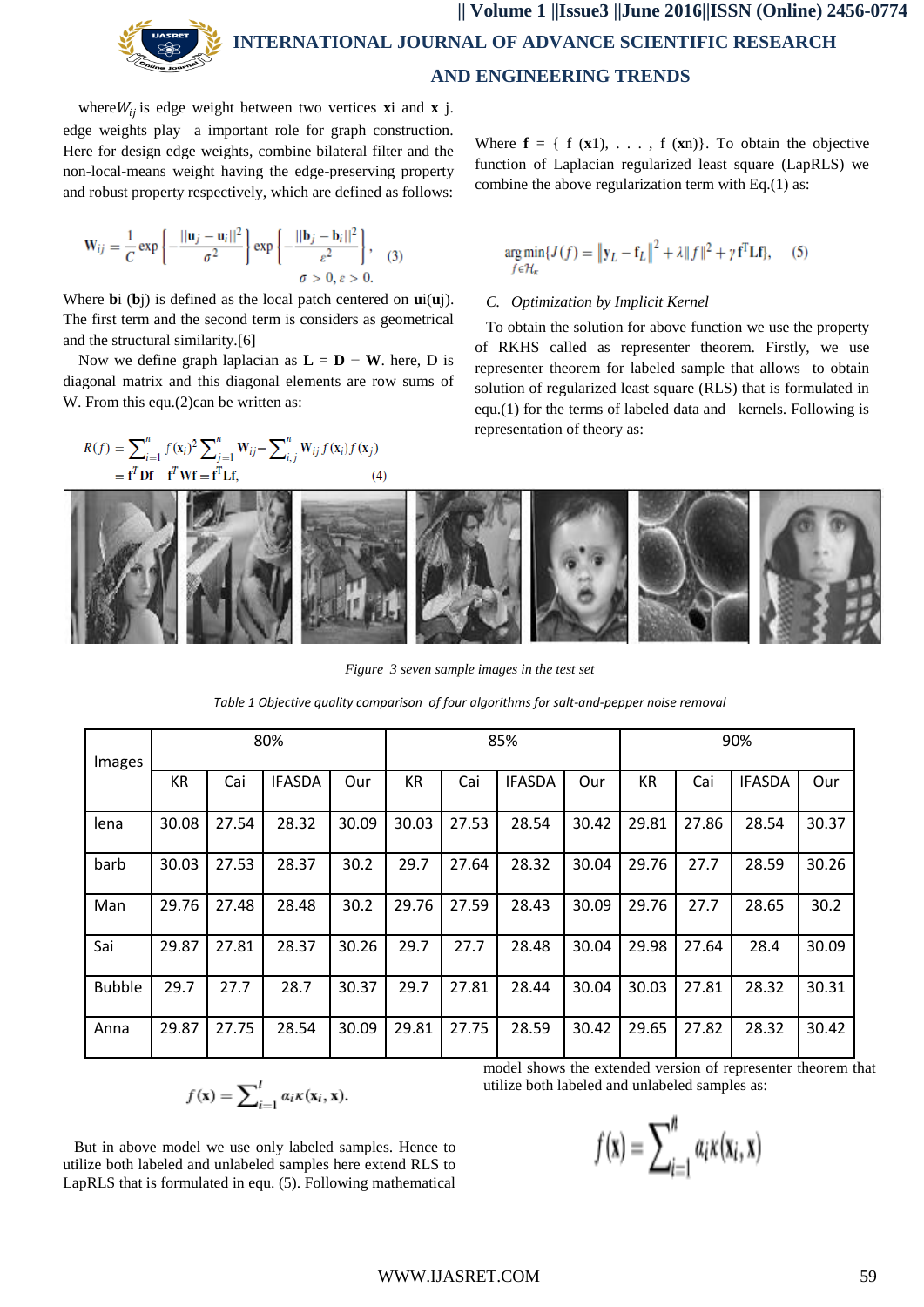where $W_{ij}$ is edge weight between two vertices **x**i and **x** j. edge weights play a important role for graph construction. Here for design edge weights, combine bilateral filter and the non-local-means weight having the edge-preserving property and robust property respectively, which are defined as follows:

$$\mathbf{W}_{ij} = \frac{1}{C} \exp\left\{-\frac{\|\mathbf{u}_j - \mathbf{u}_i\|^2}{\sigma^2}\right\} \exp\left\{-\frac{\|\mathbf{b}_j - \mathbf{b}_i\|^2}{\varepsilon^2}\right\}, \quad (3)$$

$$\sigma > 0, \varepsilon > 0.$$

Where **b**i (**b**j) is defined as the local patch centered on **u**i(**u**j). The first term and the second term is considers as geometrical and the structural similarity.[6]

Now we define graph laplacian as $\mathbf{L} = \mathbf{D} - \mathbf{W}$. here, D is diagonal matrix and this diagonal elements are row sums of W. From this equ.(2)can be written as:

$$R(f) = \sum_{i=1}^{n} f(\mathbf{x}_i)^2 \sum_{j=1}^{n} \mathbf{W}_{ij} - \sum_{i,j}^{n} \mathbf{W}_{ij} f(\mathbf{x}_i) f(\mathbf{x}_j)$$
$$= \mathbf{f}^T \mathbf{D}\mathbf{f} - \mathbf{f}^T \mathbf{W}\mathbf{f} = \mathbf{f}^T \mathbf{L}\mathbf{f}, \quad (4)$$

Where $\mathbf{f} = \{ f(\mathbf{x}1), \ldots, f(\mathbf{x}n)\}$. To obtain the objective function of Laplacian regularized least square (LapRLS) we combine the above regularization term with Eq.(1) as:

$$\arg\min_{f \in \mathcal{H}_\kappa} \{J(f) = \|\mathbf{y}_L - \mathbf{f}_L\|^2 + \lambda \|f\|^2 + \gamma \mathbf{f}^T \mathbf{L}\mathbf{f}\}, \quad (5)$$

*C. Optimization by Implicit Kernel*

To obtain the solution for above function we use the property of RKHS called as representer theorem. Firstly, we use representer theorem for labeled sample that allows to obtain solution of regularized least square (RLS) that is formulated in equ.(1) for the terms of labeled data and kernels. Following is representation of theory as:

*Figure 3 seven sample images in the test set*

*Table 1 Objective quality comparison of four algorithms for salt-and-pepper noise removal*

| Images | 80% | | | | 85% | | | | 90% | | | |
|---|---|---|---|---|---|---|---|---|---|---|---|---|
| | KR | Cai | IFASDA | Our | KR | Cai | IFASDA | Our | KR | Cai | IFASDA | Our |
| lena | 30.08 | 27.54 | 28.32 | 30.09 | 30.03 | 27.53 | 28.54 | 30.42 | 29.81 | 27.86 | 28.54 | 30.37 |
| barb | 30.03 | 27.53 | 28.37 | 30.2 | 29.7 | 27.64 | 28.32 | 30.04 | 29.76 | 27.7 | 28.59 | 30.26 |
| Man | 29.76 | 27.48 | 28.48 | 30.2 | 29.76 | 27.59 | 28.43 | 30.09 | 29.76 | 27.7 | 28.65 | 30.2 |
| Sai | 29.87 | 27.81 | 28.37 | 30.26 | 29.7 | 27.7 | 28.48 | 30.04 | 29.98 | 27.64 | 28.4 | 30.09 |
| Bubble | 29.7 | 27.7 | 28.7 | 30.37 | 29.7 | 27.81 | 28.44 | 30.04 | 30.03 | 27.81 | 28.32 | 30.31 |
| Anna | 29.87 | 27.75 | 28.54 | 30.09 | 29.81 | 27.75 | 28.59 | 30.42 | 29.65 | 27.82 | 28.32 | 30.42 |

$$f(\mathbf{x}) = \sum_{i=1}^{l} \alpha_i \kappa(\mathbf{x}_i, \mathbf{x}).$$

But in above model we use only labeled samples. Hence to utilize both labeled and unlabeled samples here extend RLS to LapRLS that is formulated in equ. (5). Following mathematical model shows the extended version of representer theorem that utilize both labeled and unlabeled samples as:

$$f(\mathbf{x}) = \sum_{i=1}^{n} \alpha_i \kappa(\mathbf{x}_i, \mathbf{x})$$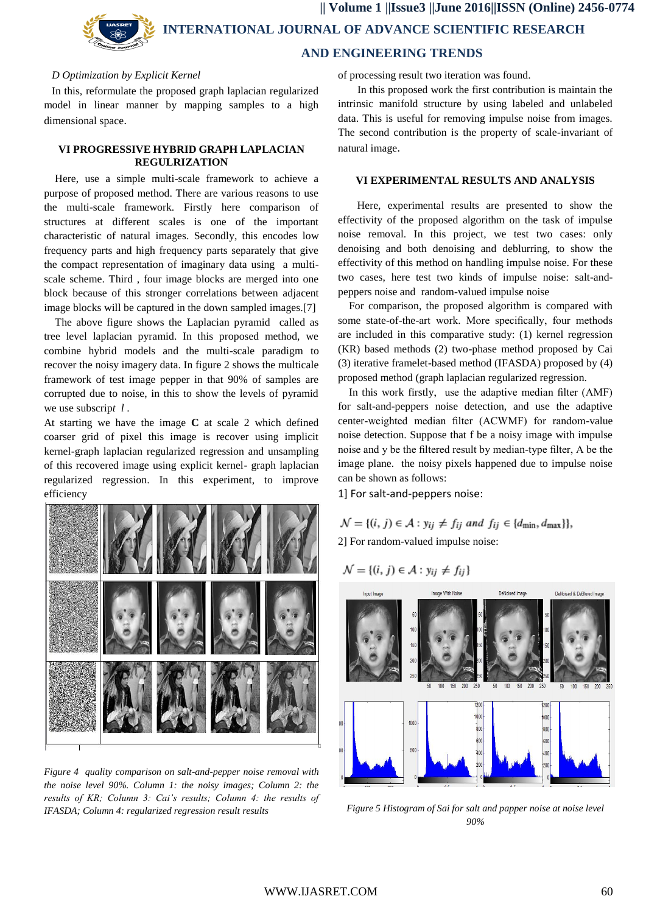*D Optimization by Explicit Kernel*

In this, reformulate the proposed graph laplacian regularized model in linear manner by mapping samples to a high dimensional space.

## VI PROGRESSIVE HYBRID GRAPH LAPLACIAN REGULRIZATION

Here, use a simple multi-scale framework to achieve a purpose of proposed method. There are various reasons to use the multi-scale framework. Firstly here comparison of structures at different scales is one of the important characteristic of natural images. Secondly, this encodes low frequency parts and high frequency parts separately that give the compact representation of imaginary data using a multi-scale scheme. Third , four image blocks are merged into one block because of this stronger correlations between adjacent image blocks will be captured in the down sampled images.[7]

The above figure shows the Laplacian pyramid called as tree level laplacian pyramid. In this proposed method, we combine hybrid models and the multi-scale paradigm to recover the noisy imagery data. In figure 2 shows the multicale framework of test image pepper in that 90% of samples are corrupted due to noise, in this to show the levels of pyramid we use subscript $l$.

At starting we have the image **C** at scale 2 which defined coarser grid of pixel this image is recover using implicit kernel-graph laplacian regularized regression and unsampling of this recovered image using explicit kernel- graph laplacian regularized regression. In this experiment, to improve efficiency

*Figure 4 quality comparison on salt-and-pepper noise removal with the noise level 90%. Column 1: the noisy images; Column 2: the results of KR; Column 3: Cai's results; Column 4: the results of IFASDA; Column 4: regularized regression result results*

of processing result two iteration was found.

In this proposed work the first contribution is maintain the intrinsic manifold structure by using labeled and unlabeled data. This is useful for removing impulse noise from images. The second contribution is the property of scale-invariant of natural image.

## VI EXPERIMENTAL RESULTS AND ANALYSIS

Here, experimental results are presented to show the effectivity of the proposed algorithm on the task of impulse noise removal. In this project, we test two cases: only denoising and both denoising and deblurring, to show the effectivity of this method on handling impulse noise. For these two cases, here test two kinds of impulse noise: salt-and-peppers noise and random-valued impulse noise

For comparison, the proposed algorithm is compared with some state-of-the-art work. More specifically, four methods are included in this comparative study: (1) kernel regression (KR) based methods (2) two-phase method proposed by Cai (3) iterative framelet-based method (IFASDA) proposed by (4) proposed method (graph laplacian regularized regression.

In this work firstly, use the adaptive median filter (AMF) for salt-and-peppers noise detection, and use the adaptive center-weighted median filter (ACWMF) for random-value noise detection. Suppose that f be a noisy image with impulse noise and y be the filtered result by median-type filter, A be the image plane. the noisy pixels happened due to impulse noise can be shown as follows:

1] For salt-and-peppers noise:

$$\mathcal{N} = \{(i, j) \in \mathcal{A} : y_{ij} \neq f_{ij} \text{ and } f_{ij} \in \{d_{\min}, d_{\max}\}\},$$

2] For random-valued impulse noise:

$$\mathcal{N} = \{(i, j) \in \mathcal{A} : y_{ij} \neq f_{ij}\}$$

*Figure 5 Histogram of Sai for salt and papper noise at noise level 90%*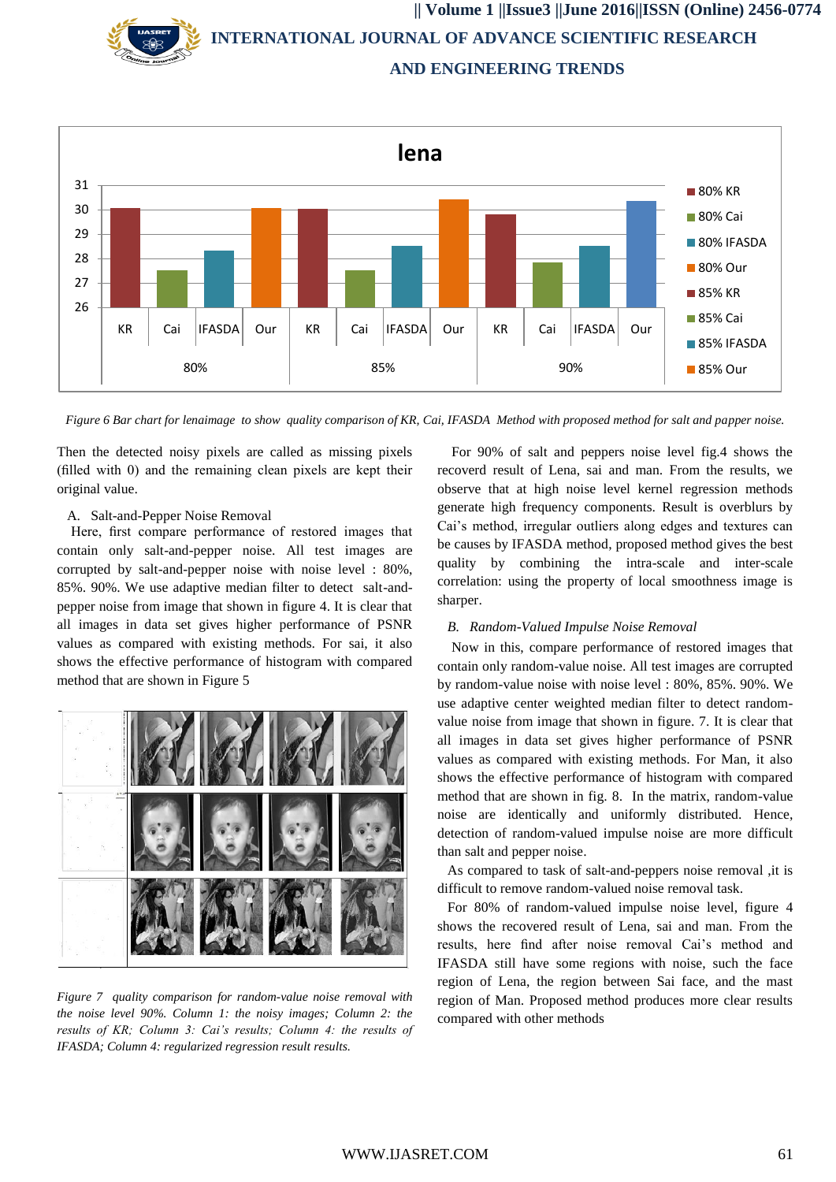*Figure 6 Bar chart for lenaimage to show quality comparison of KR, Cai, IFASDA Method with proposed method for salt and papper noise.*

Then the detected noisy pixels are called as missing pixels (filled with 0) and the remaining clean pixels are kept their original value.

A. Salt-and-Pepper Noise Removal

Here, first compare performance of restored images that contain only salt-and-pepper noise. All test images are corrupted by salt-and-pepper noise with noise level : 80%, 85%. 90%. We use adaptive median filter to detect salt-and-pepper noise from image that shown in figure 4. It is clear that all images in data set gives higher performance of PSNR values as compared with existing methods. For sai, it also shows the effective performance of histogram with compared method that are shown in Figure 5

*Figure 7 quality comparison for random-value noise removal with the noise level 90%. Column 1: the noisy images; Column 2: the results of KR; Column 3: Cai's results; Column 4: the results of IFASDA; Column 4: regularized regression result results.*

For 90% of salt and peppers noise level fig.4 shows the recoverd result of Lena, sai and man. From the results, we observe that at high noise level kernel regression methods generate high frequency components. Result is overblurs by Cai's method, irregular outliers along edges and textures can be causes by IFASDA method, proposed method gives the best quality by combining the intra-scale and inter-scale correlation: using the property of local smoothness image is sharper.

*B. Random-Valued Impulse Noise Removal*

Now in this, compare performance of restored images that contain only random-value noise. All test images are corrupted by random-value noise with noise level : 80%, 85%. 90%. We use adaptive center weighted median filter to detect random-value noise from image that shown in figure. 7. It is clear that all images in data set gives higher performance of PSNR values as compared with existing methods. For Man, it also shows the effective performance of histogram with compared method that are shown in fig. 8. In the matrix, random-value noise are identically and uniformly distributed. Hence, detection of random-valued impulse noise are more difficult than salt and pepper noise.

As compared to task of salt-and-peppers noise removal ,it is difficult to remove random-valued noise removal task.

For 80% of random-valued impulse noise level, figure 4 shows the recovered result of Lena, sai and man. From the results, here find after noise removal Cai's method and IFASDA still have some regions with noise, such the face region of Lena, the region between Sai face, and the mast region of Man. Proposed method produces more clear results compared with other methods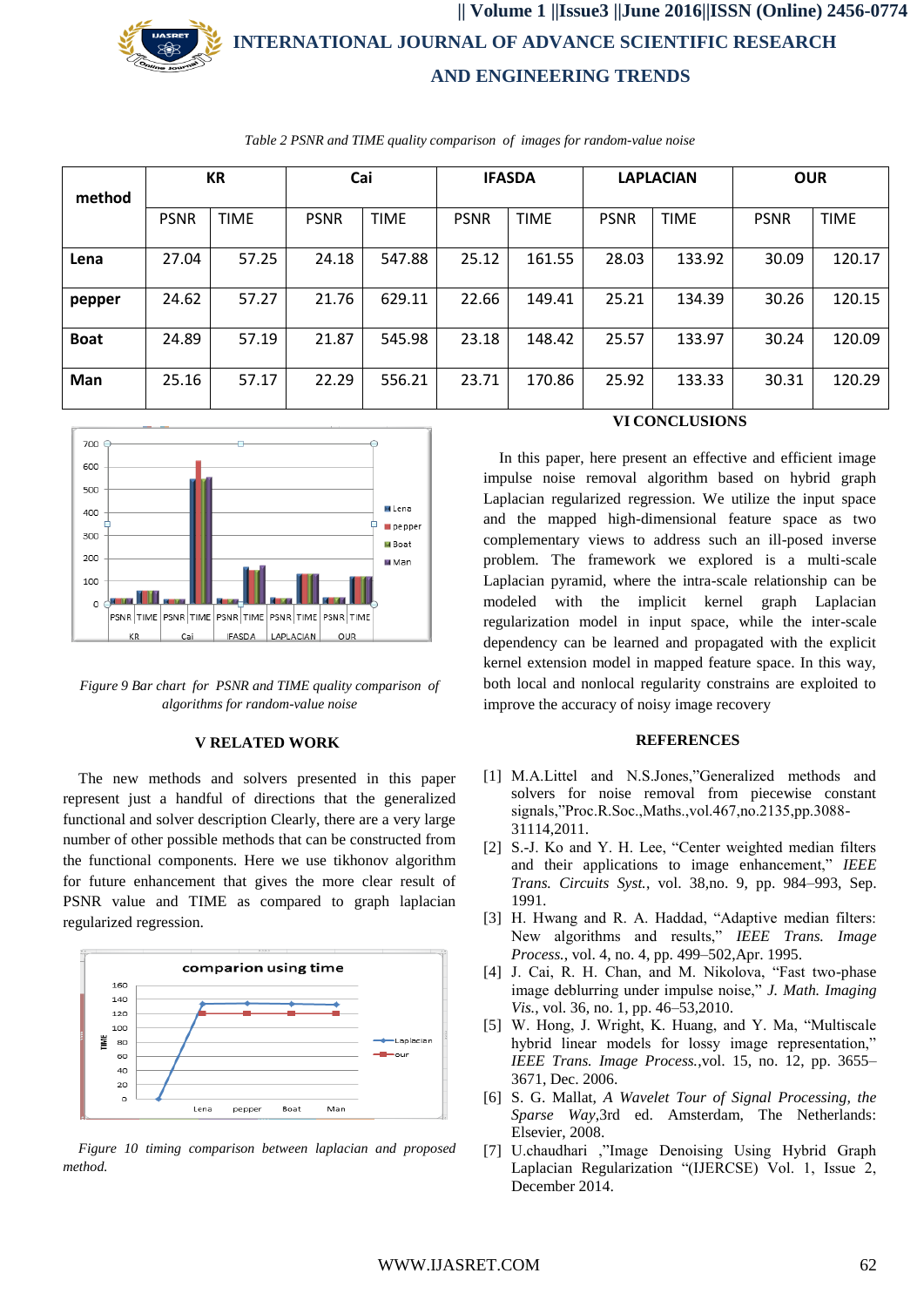*Table 2 PSNR and TIME quality comparison of images for random-value noise*

| method | KR | | Cai | | IFASDA | | LAPLACIAN | | OUR | |
|---|---|---|---|---|---|---|---|---|---|---|
| | PSNR | TIME | PSNR | TIME | PSNR | TIME | PSNR | TIME | PSNR | TIME |
| Lena | 27.04 | 57.25 | 24.18 | 547.88 | 25.12 | 161.55 | 28.03 | 133.92 | 30.09 | 120.17 |
| pepper | 24.62 | 57.27 | 21.76 | 629.11 | 22.66 | 149.41 | 25.21 | 134.39 | 30.26 | 120.15 |
| Boat | 24.89 | 57.19 | 21.87 | 545.98 | 23.18 | 148.42 | 25.57 | 133.97 | 30.24 | 120.09 |
| Man | 25.16 | 57.17 | 22.29 | 556.21 | 23.71 | 170.86 | 25.92 | 133.33 | 30.31 | 120.29 |

700
600
500
400
300
200
100
0

PSNR TIME PSNR TIME PSNR TIME PSNR TIME PSNR TIME

KR Cai IFASDA LAPLACIAN OUR

Lena
pepper
Boat
Man

*Figure 9 Bar chart for PSNR and TIME quality comparison of algorithms for random-value noise*

## V RELATED WORK

The new methods and solvers presented in this paper represent just a handful of directions that the generalized functional and solver description Clearly, there are a very large number of other possible methods that can be constructed from the functional components. Here we use tikhonov algorithm for future enhancement that gives the more clear result of PSNR value and TIME as compared to graph laplacian regularized regression.

comparion using time

TIME

160
140
120
100
80
60
40
20
0

Lena pepper Boat Man

Laplacian
our

*Figure 10 timing comparison between laplacian and proposed method.*

## VI CONCLUSIONS

In this paper, here present an effective and efficient image impulse noise removal algorithm based on hybrid graph Laplacian regularized regression. We utilize the input space and the mapped high-dimensional feature space as two complementary views to address such an ill-posed inverse problem. The framework we explored is a multi-scale Laplacian pyramid, where the intra-scale relationship can be modeled with the implicit kernel graph Laplacian regularization model in input space, while the inter-scale dependency can be learned and propagated with the explicit kernel extension model in mapped feature space. In this way, both local and nonlocal regularity constrains are exploited to improve the accuracy of noisy image recovery

## REFERENCES

[1] M.A.Littel and N.S.Jones,"Generalized methods and solvers for noise removal from piecewise constant signals,"Proc.R.Soc.,Maths.,vol.467,no.2135,pp.3088-31114,2011.

[2] S.-J. Ko and Y. H. Lee, "Center weighted median filters and their applications to image enhancement," *IEEE Trans. Circuits Syst.*, vol. 38,no. 9, pp. 984–993, Sep. 1991.

[3] H. Hwang and R. A. Haddad, "Adaptive median filters: New algorithms and results," *IEEE Trans. Image Process.*, vol. 4, no. 4, pp. 499–502,Apr. 1995.

[4] J. Cai, R. H. Chan, and M. Nikolova, "Fast two-phase image deblurring under impulse noise," *J. Math. Imaging Vis.*, vol. 36, no. 1, pp. 46–53,2010.

[5] W. Hong, J. Wright, K. Huang, and Y. Ma, "Multiscale hybrid linear models for lossy image representation," *IEEE Trans. Image Process.*,vol. 15, no. 12, pp. 3655–3671, Dec. 2006.

[6] S. G. Mallat, *A Wavelet Tour of Signal Processing, the Sparse Way*,3rd ed. Amsterdam, The Netherlands: Elsevier, 2008.

[7] U.chaudhari ,"Image Denoising Using Hybrid Graph Laplacian Regularization "(IJERCSE) Vol. 1, Issue 2, December 2014.